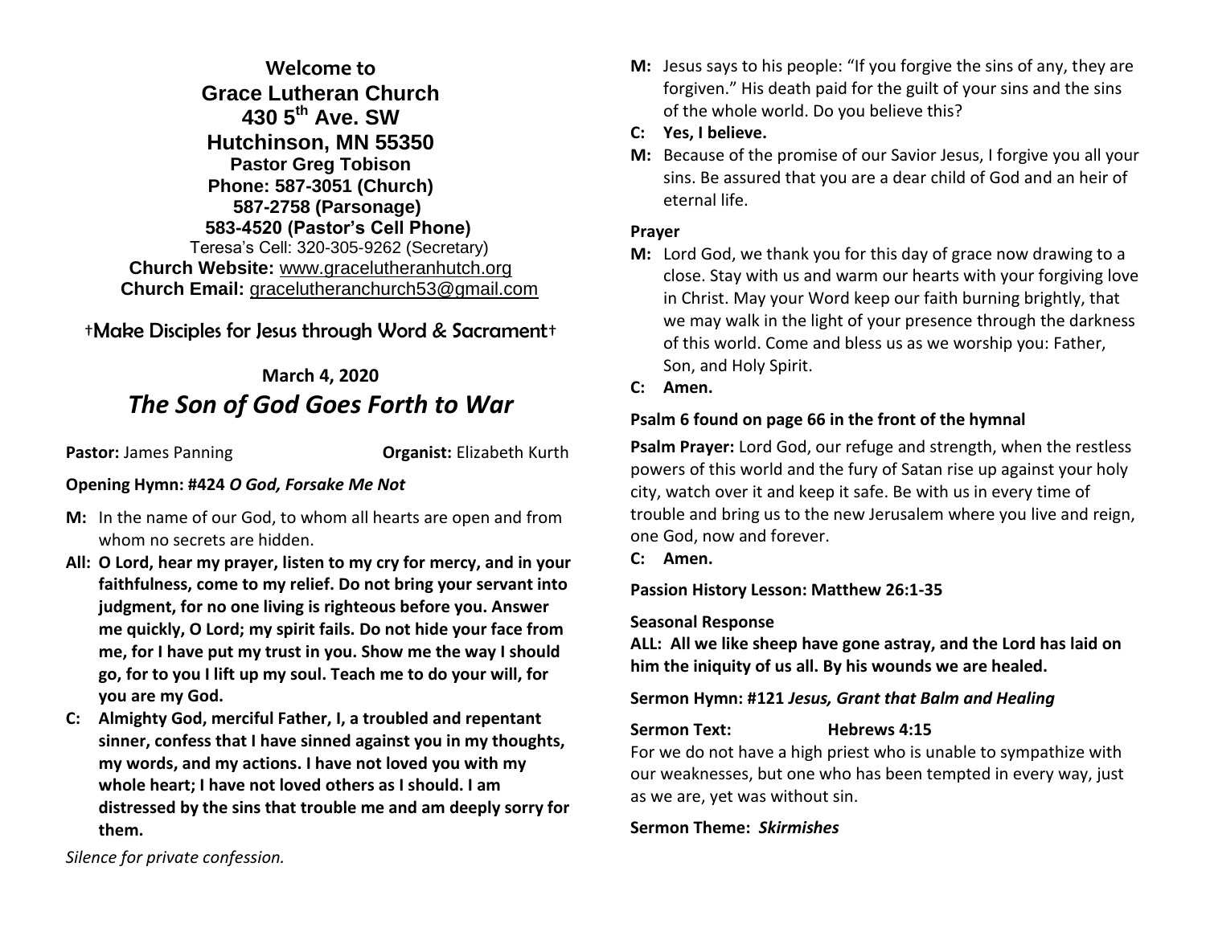**Welcome to**

**Grace Lutheran Church**

**430 5th Ave. SW**

**Hutchinson, MN 55350**

**Pastor Greg Tobison**

**Phone: 587-3051 (Church)**

**587-2758 (Parsonage)**

**583-4520 (Pastor's Cell Phone)**

Teresa's Cell: 320-305-9262 (Secretary)

**Church Website:** www.gracelutheranhutch.org

**Church Email:** gracelutheranchurch53@gmail.com

†Make Disciples for Jesus through Word & Sacrament†

**March 4, 2020**

# *The Son of God Goes Forth to War*

**Pastor:** James Panning **Organist:** Elizabeth Kurth

**Opening Hymn: #424** ***O God, Forsake Me Not***

**M:** In the name of our God, to whom all hearts are open and from whom no secrets are hidden.

**All: O Lord, hear my prayer, listen to my cry for mercy, and in your faithfulness, come to my relief. Do not bring your servant into judgment, for no one living is righteous before you. Answer me quickly, O Lord; my spirit fails. Do not hide your face from me, for I have put my trust in you. Show me the way I should go, for to you I lift up my soul. Teach me to do your will, for you are my God.**

**C: Almighty God, merciful Father, I, a troubled and repentant sinner, confess that I have sinned against you in my thoughts, my words, and my actions. I have not loved you with my whole heart; I have not loved others as I should. I am distressed by the sins that trouble me and am deeply sorry for them.**

*Silence for private confession.*

**M:** Jesus says to his people: "If you forgive the sins of any, they are forgiven." His death paid for the guilt of your sins and the sins of the whole world. Do you believe this?

**C: Yes, I believe.**

**M:** Because of the promise of our Savior Jesus, I forgive you all your sins. Be assured that you are a dear child of God and an heir of eternal life.

**Prayer**

**M:** Lord God, we thank you for this day of grace now drawing to a close. Stay with us and warm our hearts with your forgiving love in Christ. May your Word keep our faith burning brightly, that we may walk in the light of your presence through the darkness of this world. Come and bless us as we worship you: Father, Son, and Holy Spirit.

**C: Amen.**

**Psalm 6 found on page 66 in the front of the hymnal**

**Psalm Prayer:** Lord God, our refuge and strength, when the restless powers of this world and the fury of Satan rise up against your holy city, watch over it and keep it safe. Be with us in every time of trouble and bring us to the new Jerusalem where you live and reign, one God, now and forever.

**C: Amen.**

**Passion History Lesson: Matthew 26:1-35**

**Seasonal Response**

**ALL: All we like sheep have gone astray, and the Lord has laid on him the iniquity of us all. By his wounds we are healed.**

**Sermon Hymn: #121** ***Jesus, Grant that Balm and Healing***

**Sermon Text: Hebrews 4:15**

For we do not have a high priest who is unable to sympathize with our weaknesses, but one who has been tempted in every way, just as we are, yet was without sin.

**Sermon Theme:** ***Skirmishes***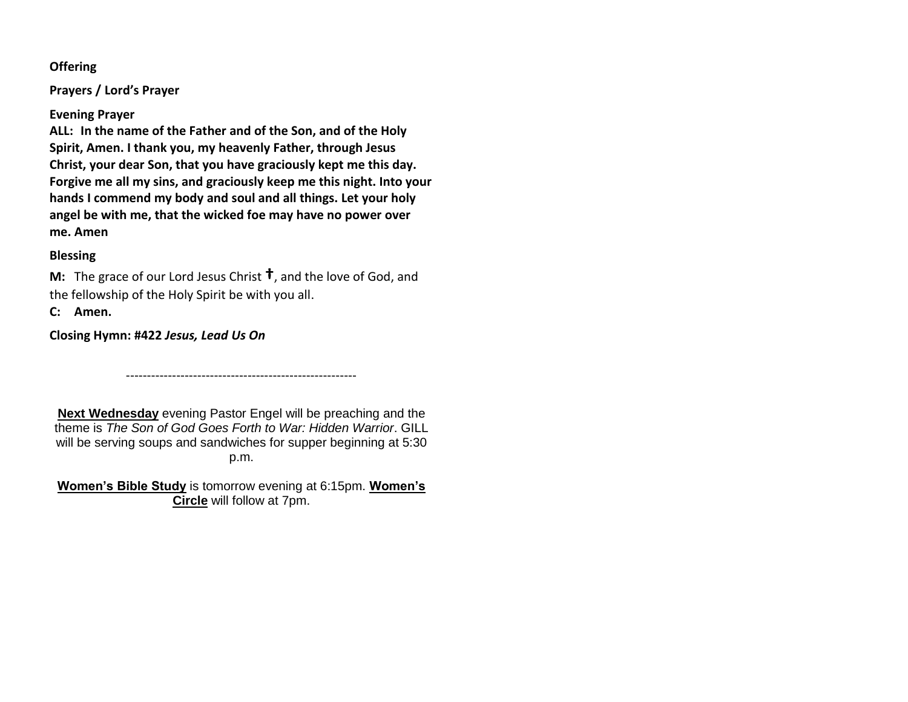**Offering**

**Prayers / Lord's Prayer**

**Evening Prayer**

**ALL: In the name of the Father and of the Son, and of the Holy Spirit, Amen. I thank you, my heavenly Father, through Jesus Christ, your dear Son, that you have graciously kept me this day. Forgive me all my sins, and graciously keep me this night. Into your hands I commend my body and soul and all things. Let your holy angel be with me, that the wicked foe may have no power over me. Amen**

**Blessing**

**M:** The grace of our Lord Jesus Christ ✝, and the love of God, and the fellowship of the Holy Spirit be with you all.

**C: Amen.**

**Closing Hymn: #422** ***Jesus, Lead Us On***

-------------------------------------------------------

**Next Wednesday** evening Pastor Engel will be preaching and the theme is *The Son of God Goes Forth to War: Hidden Warrior*. GILL will be serving soups and sandwiches for supper beginning at 5:30 p.m.

**Women's Bible Study** is tomorrow evening at 6:15pm. **Women's Circle** will follow at 7pm.